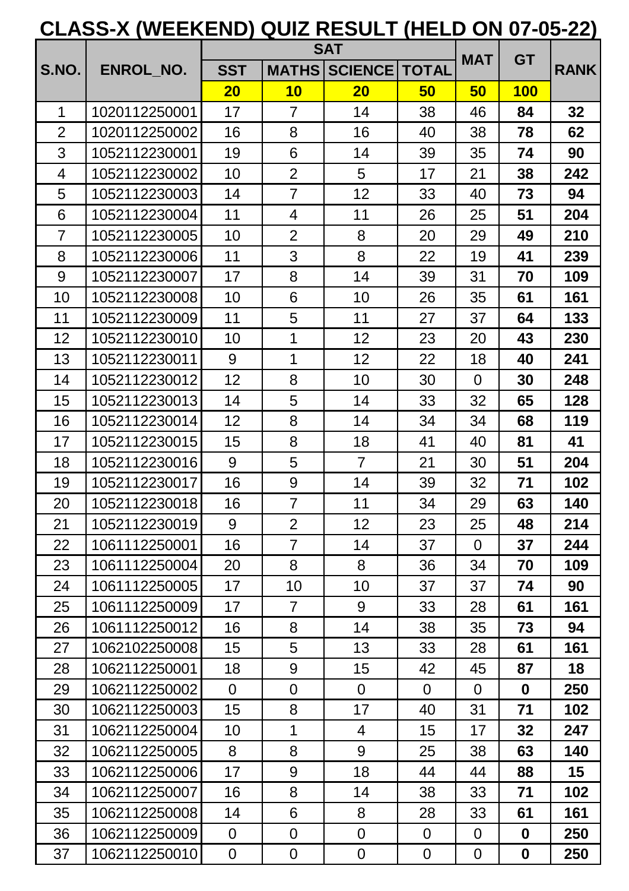# CLASS-X (WEEKEND) QUIZ RESULT (HELD ON 07-05-22)

| S.NO. | ENROL_NO. | SAT | | | | MAT | GT | RANK |
|---|---|---|---|---|---|---|---|---|
| | | SST | MATHS | SCIENCE | TOTAL | | | |
| | | 20 | 10 | 20 | 50 | 50 | 100 | |
| 1 | 1020112250001 | 17 | 7 | 14 | 38 | 46 | **84** | **32** |
| 2 | 1020112250002 | 16 | 8 | 16 | 40 | 38 | **78** | **62** |
| 3 | 1052112230001 | 19 | 6 | 14 | 39 | 35 | **74** | **90** |
| 4 | 1052112230002 | 10 | 2 | 5 | 17 | 21 | **38** | **242** |
| 5 | 1052112230003 | 14 | 7 | 12 | 33 | 40 | **73** | **94** |
| 6 | 1052112230004 | 11 | 4 | 11 | 26 | 25 | **51** | **204** |
| 7 | 1052112230005 | 10 | 2 | 8 | 20 | 29 | **49** | **210** |
| 8 | 1052112230006 | 11 | 3 | 8 | 22 | 19 | **41** | **239** |
| 9 | 1052112230007 | 17 | 8 | 14 | 39 | 31 | **70** | **109** |
| 10 | 1052112230008 | 10 | 6 | 10 | 26 | 35 | **61** | **161** |
| 11 | 1052112230009 | 11 | 5 | 11 | 27 | 37 | **64** | **133** |
| 12 | 1052112230010 | 10 | 1 | 12 | 23 | 20 | **43** | **230** |
| 13 | 1052112230011 | 9 | 1 | 12 | 22 | 18 | **40** | **241** |
| 14 | 1052112230012 | 12 | 8 | 10 | 30 | 0 | **30** | **248** |
| 15 | 1052112230013 | 14 | 5 | 14 | 33 | 32 | **65** | **128** |
| 16 | 1052112230014 | 12 | 8 | 14 | 34 | 34 | **68** | **119** |
| 17 | 1052112230015 | 15 | 8 | 18 | 41 | 40 | **81** | **41** |
| 18 | 1052112230016 | 9 | 5 | 7 | 21 | 30 | **51** | **204** |
| 19 | 1052112230017 | 16 | 9 | 14 | 39 | 32 | **71** | **102** |
| 20 | 1052112230018 | 16 | 7 | 11 | 34 | 29 | **63** | **140** |
| 21 | 1052112230019 | 9 | 2 | 12 | 23 | 25 | **48** | **214** |
| 22 | 1061112250001 | 16 | 7 | 14 | 37 | 0 | **37** | **244** |
| 23 | 1061112250004 | 20 | 8 | 8 | 36 | 34 | **70** | **109** |
| 24 | 1061112250005 | 17 | 10 | 10 | 37 | 37 | **74** | **90** |
| 25 | 1061112250009 | 17 | 7 | 9 | 33 | 28 | **61** | **161** |
| 26 | 1061112250012 | 16 | 8 | 14 | 38 | 35 | **73** | **94** |
| 27 | 1062102250008 | 15 | 5 | 13 | 33 | 28 | **61** | **161** |
| 28 | 1062112250001 | 18 | 9 | 15 | 42 | 45 | **87** | **18** |
| 29 | 1062112250002 | 0 | 0 | 0 | 0 | 0 | **0** | **250** |
| 30 | 1062112250003 | 15 | 8 | 17 | 40 | 31 | **71** | **102** |
| 31 | 1062112250004 | 10 | 1 | 4 | 15 | 17 | **32** | **247** |
| 32 | 1062112250005 | 8 | 8 | 9 | 25 | 38 | **63** | **140** |
| 33 | 1062112250006 | 17 | 9 | 18 | 44 | 44 | **88** | **15** |
| 34 | 1062112250007 | 16 | 8 | 14 | 38 | 33 | **71** | **102** |
| 35 | 1062112250008 | 14 | 6 | 8 | 28 | 33 | **61** | **161** |
| 36 | 1062112250009 | 0 | 0 | 0 | 0 | 0 | **0** | **250** |
| 37 | 1062112250010 | 0 | 0 | 0 | 0 | 0 | **0** | **250** |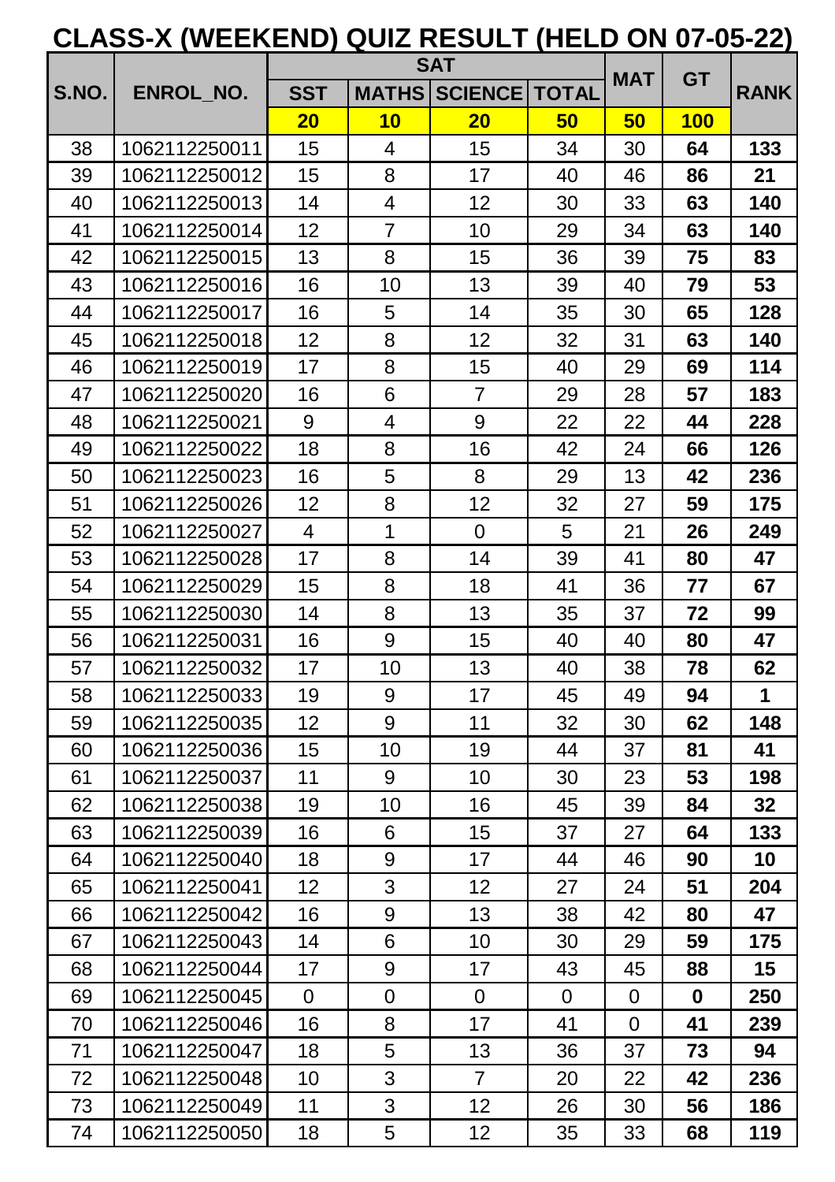# CLASS-X (WEEKEND) QUIZ RESULT (HELD ON 07-05-22)

| S.NO. | ENROL_NO. | SAT | | | | MAT | GT | RANK |
|---|---|---|---|---|---|---|---|---|
| | | SST | MATHS | SCIENCE | TOTAL | | | |
| | | 20 | 10 | 20 | 50 | 50 | 100 | |
| 38 | 1062112250011 | 15 | 4 | 15 | 34 | 30 | **64** | **133** |
| 39 | 1062112250012 | 15 | 8 | 17 | 40 | 46 | **86** | **21** |
| 40 | 1062112250013 | 14 | 4 | 12 | 30 | 33 | **63** | **140** |
| 41 | 1062112250014 | 12 | 7 | 10 | 29 | 34 | **63** | **140** |
| 42 | 1062112250015 | 13 | 8 | 15 | 36 | 39 | **75** | **83** |
| 43 | 1062112250016 | 16 | 10 | 13 | 39 | 40 | **79** | **53** |
| 44 | 1062112250017 | 16 | 5 | 14 | 35 | 30 | **65** | **128** |
| 45 | 1062112250018 | 12 | 8 | 12 | 32 | 31 | **63** | **140** |
| 46 | 1062112250019 | 17 | 8 | 15 | 40 | 29 | **69** | **114** |
| 47 | 1062112250020 | 16 | 6 | 7 | 29 | 28 | **57** | **183** |
| 48 | 1062112250021 | 9 | 4 | 9 | 22 | 22 | **44** | **228** |
| 49 | 1062112250022 | 18 | 8 | 16 | 42 | 24 | **66** | **126** |
| 50 | 1062112250023 | 16 | 5 | 8 | 29 | 13 | **42** | **236** |
| 51 | 1062112250026 | 12 | 8 | 12 | 32 | 27 | **59** | **175** |
| 52 | 1062112250027 | 4 | 1 | 0 | 5 | 21 | **26** | **249** |
| 53 | 1062112250028 | 17 | 8 | 14 | 39 | 41 | **80** | **47** |
| 54 | 1062112250029 | 15 | 8 | 18 | 41 | 36 | **77** | **67** |
| 55 | 1062112250030 | 14 | 8 | 13 | 35 | 37 | **72** | **99** |
| 56 | 1062112250031 | 16 | 9 | 15 | 40 | 40 | **80** | **47** |
| 57 | 1062112250032 | 17 | 10 | 13 | 40 | 38 | **78** | **62** |
| 58 | 1062112250033 | 19 | 9 | 17 | 45 | 49 | **94** | **1** |
| 59 | 1062112250035 | 12 | 9 | 11 | 32 | 30 | **62** | **148** |
| 60 | 1062112250036 | 15 | 10 | 19 | 44 | 37 | **81** | **41** |
| 61 | 1062112250037 | 11 | 9 | 10 | 30 | 23 | **53** | **198** |
| 62 | 1062112250038 | 19 | 10 | 16 | 45 | 39 | **84** | **32** |
| 63 | 1062112250039 | 16 | 6 | 15 | 37 | 27 | **64** | **133** |
| 64 | 1062112250040 | 18 | 9 | 17 | 44 | 46 | **90** | **10** |
| 65 | 1062112250041 | 12 | 3 | 12 | 27 | 24 | **51** | **204** |
| 66 | 1062112250042 | 16 | 9 | 13 | 38 | 42 | **80** | **47** |
| 67 | 1062112250043 | 14 | 6 | 10 | 30 | 29 | **59** | **175** |
| 68 | 1062112250044 | 17 | 9 | 17 | 43 | 45 | **88** | **15** |
| 69 | 1062112250045 | 0 | 0 | 0 | 0 | 0 | **0** | **250** |
| 70 | 1062112250046 | 16 | 8 | 17 | 41 | 0 | **41** | **239** |
| 71 | 1062112250047 | 18 | 5 | 13 | 36 | 37 | **73** | **94** |
| 72 | 1062112250048 | 10 | 3 | 7 | 20 | 22 | **42** | **236** |
| 73 | 1062112250049 | 11 | 3 | 12 | 26 | 30 | **56** | **186** |
| 74 | 1062112250050 | 18 | 5 | 12 | 35 | 33 | **68** | **119** |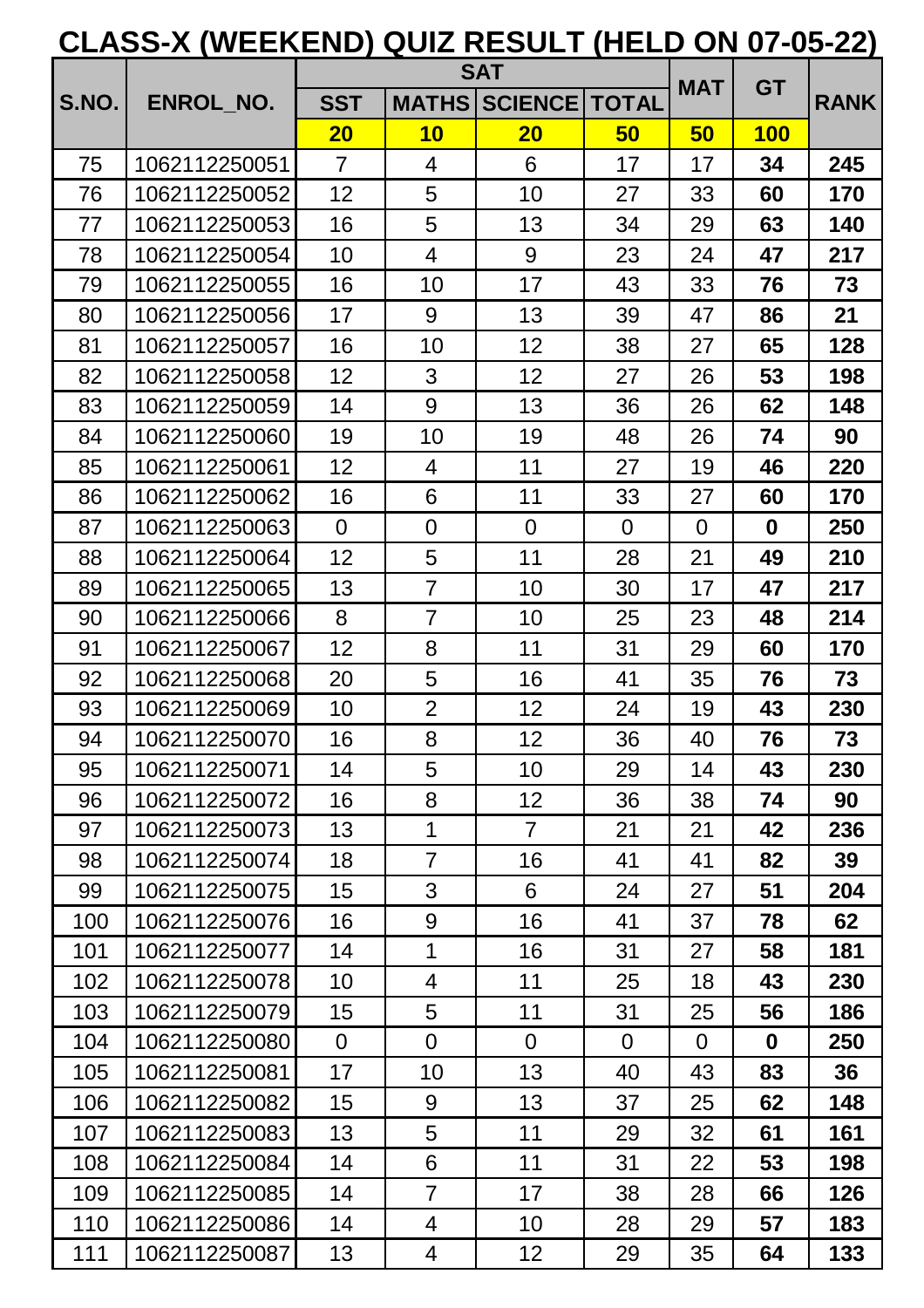# CLASS-X (WEEKEND) QUIZ RESULT (HELD ON 07-05-22)

| S.NO. | ENROL_NO. | SAT | | | | MAT | GT | RANK |
|---|---|---|---|---|---|---|---|---|
| | | SST | MATHS | SCIENCE | TOTAL | | | |
| | | 20 | 10 | 20 | 50 | 50 | 100 | |
| 75 | 1062112250051 | 7 | 4 | 6 | 17 | 17 | **34** | **245** |
| 76 | 1062112250052 | 12 | 5 | 10 | 27 | 33 | **60** | **170** |
| 77 | 1062112250053 | 16 | 5 | 13 | 34 | 29 | **63** | **140** |
| 78 | 1062112250054 | 10 | 4 | 9 | 23 | 24 | **47** | **217** |
| 79 | 1062112250055 | 16 | 10 | 17 | 43 | 33 | **76** | **73** |
| 80 | 1062112250056 | 17 | 9 | 13 | 39 | 47 | **86** | **21** |
| 81 | 1062112250057 | 16 | 10 | 12 | 38 | 27 | **65** | **128** |
| 82 | 1062112250058 | 12 | 3 | 12 | 27 | 26 | **53** | **198** |
| 83 | 1062112250059 | 14 | 9 | 13 | 36 | 26 | **62** | **148** |
| 84 | 1062112250060 | 19 | 10 | 19 | 48 | 26 | **74** | **90** |
| 85 | 1062112250061 | 12 | 4 | 11 | 27 | 19 | **46** | **220** |
| 86 | 1062112250062 | 16 | 6 | 11 | 33 | 27 | **60** | **170** |
| 87 | 1062112250063 | 0 | 0 | 0 | 0 | 0 | **0** | **250** |
| 88 | 1062112250064 | 12 | 5 | 11 | 28 | 21 | **49** | **210** |
| 89 | 1062112250065 | 13 | 7 | 10 | 30 | 17 | **47** | **217** |
| 90 | 1062112250066 | 8 | 7 | 10 | 25 | 23 | **48** | **214** |
| 91 | 1062112250067 | 12 | 8 | 11 | 31 | 29 | **60** | **170** |
| 92 | 1062112250068 | 20 | 5 | 16 | 41 | 35 | **76** | **73** |
| 93 | 1062112250069 | 10 | 2 | 12 | 24 | 19 | **43** | **230** |
| 94 | 1062112250070 | 16 | 8 | 12 | 36 | 40 | **76** | **73** |
| 95 | 1062112250071 | 14 | 5 | 10 | 29 | 14 | **43** | **230** |
| 96 | 1062112250072 | 16 | 8 | 12 | 36 | 38 | **74** | **90** |
| 97 | 1062112250073 | 13 | 1 | 7 | 21 | 21 | **42** | **236** |
| 98 | 1062112250074 | 18 | 7 | 16 | 41 | 41 | **82** | **39** |
| 99 | 1062112250075 | 15 | 3 | 6 | 24 | 27 | **51** | **204** |
| 100 | 1062112250076 | 16 | 9 | 16 | 41 | 37 | **78** | **62** |
| 101 | 1062112250077 | 14 | 1 | 16 | 31 | 27 | **58** | **181** |
| 102 | 1062112250078 | 10 | 4 | 11 | 25 | 18 | **43** | **230** |
| 103 | 1062112250079 | 15 | 5 | 11 | 31 | 25 | **56** | **186** |
| 104 | 1062112250080 | 0 | 0 | 0 | 0 | 0 | **0** | **250** |
| 105 | 1062112250081 | 17 | 10 | 13 | 40 | 43 | **83** | **36** |
| 106 | 1062112250082 | 15 | 9 | 13 | 37 | 25 | **62** | **148** |
| 107 | 1062112250083 | 13 | 5 | 11 | 29 | 32 | **61** | **161** |
| 108 | 1062112250084 | 14 | 6 | 11 | 31 | 22 | **53** | **198** |
| 109 | 1062112250085 | 14 | 7 | 17 | 38 | 28 | **66** | **126** |
| 110 | 1062112250086 | 14 | 4 | 10 | 28 | 29 | **57** | **183** |
| 111 | 1062112250087 | 13 | 4 | 12 | 29 | 35 | **64** | **133** |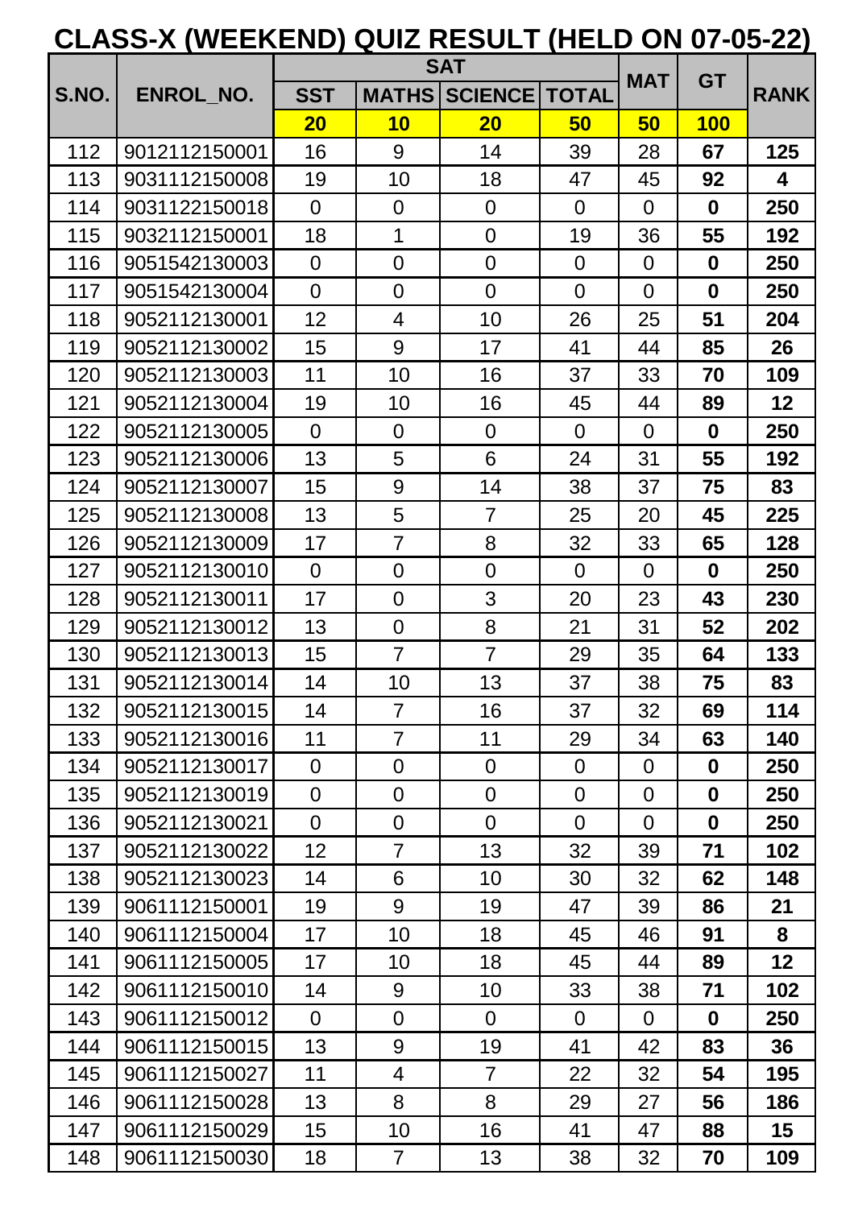# CLASS-X (WEEKEND) QUIZ RESULT (HELD ON 07-05-22)

| S.NO. | ENROL_NO. | SAT | | | | MAT | GT | RANK |
|---|---|---|---|---|---|---|---|---|
| | | SST | MATHS | SCIENCE | TOTAL | | | |
| | | 20 | 10 | 20 | 50 | 50 | 100 | |
| 112 | 9012112150001 | 16 | 9 | 14 | 39 | 28 | **67** | **125** |
| 113 | 9031112150008 | 19 | 10 | 18 | 47 | 45 | **92** | **4** |
| 114 | 9031122150018 | 0 | 0 | 0 | 0 | 0 | **0** | **250** |
| 115 | 9032112150001 | 18 | 1 | 0 | 19 | 36 | **55** | **192** |
| 116 | 9051542130003 | 0 | 0 | 0 | 0 | 0 | **0** | **250** |
| 117 | 9051542130004 | 0 | 0 | 0 | 0 | 0 | **0** | **250** |
| 118 | 9052112130001 | 12 | 4 | 10 | 26 | 25 | **51** | **204** |
| 119 | 9052112130002 | 15 | 9 | 17 | 41 | 44 | **85** | **26** |
| 120 | 9052112130003 | 11 | 10 | 16 | 37 | 33 | **70** | **109** |
| 121 | 9052112130004 | 19 | 10 | 16 | 45 | 44 | **89** | **12** |
| 122 | 9052112130005 | 0 | 0 | 0 | 0 | 0 | **0** | **250** |
| 123 | 9052112130006 | 13 | 5 | 6 | 24 | 31 | **55** | **192** |
| 124 | 9052112130007 | 15 | 9 | 14 | 38 | 37 | **75** | **83** |
| 125 | 9052112130008 | 13 | 5 | 7 | 25 | 20 | **45** | **225** |
| 126 | 9052112130009 | 17 | 7 | 8 | 32 | 33 | **65** | **128** |
| 127 | 9052112130010 | 0 | 0 | 0 | 0 | 0 | **0** | **250** |
| 128 | 9052112130011 | 17 | 0 | 3 | 20 | 23 | **43** | **230** |
| 129 | 9052112130012 | 13 | 0 | 8 | 21 | 31 | **52** | **202** |
| 130 | 9052112130013 | 15 | 7 | 7 | 29 | 35 | **64** | **133** |
| 131 | 9052112130014 | 14 | 10 | 13 | 37 | 38 | **75** | **83** |
| 132 | 9052112130015 | 14 | 7 | 16 | 37 | 32 | **69** | **114** |
| 133 | 9052112130016 | 11 | 7 | 11 | 29 | 34 | **63** | **140** |
| 134 | 9052112130017 | 0 | 0 | 0 | 0 | 0 | **0** | **250** |
| 135 | 9052112130019 | 0 | 0 | 0 | 0 | 0 | **0** | **250** |
| 136 | 9052112130021 | 0 | 0 | 0 | 0 | 0 | **0** | **250** |
| 137 | 9052112130022 | 12 | 7 | 13 | 32 | 39 | **71** | **102** |
| 138 | 9052112130023 | 14 | 6 | 10 | 30 | 32 | **62** | **148** |
| 139 | 9061112150001 | 19 | 9 | 19 | 47 | 39 | **86** | **21** |
| 140 | 9061112150004 | 17 | 10 | 18 | 45 | 46 | **91** | **8** |
| 141 | 9061112150005 | 17 | 10 | 18 | 45 | 44 | **89** | **12** |
| 142 | 9061112150010 | 14 | 9 | 10 | 33 | 38 | **71** | **102** |
| 143 | 9061112150012 | 0 | 0 | 0 | 0 | 0 | **0** | **250** |
| 144 | 9061112150015 | 13 | 9 | 19 | 41 | 42 | **83** | **36** |
| 145 | 9061112150027 | 11 | 4 | 7 | 22 | 32 | **54** | **195** |
| 146 | 9061112150028 | 13 | 8 | 8 | 29 | 27 | **56** | **186** |
| 147 | 9061112150029 | 15 | 10 | 16 | 41 | 47 | **88** | **15** |
| 148 | 9061112150030 | 18 | 7 | 13 | 38 | 32 | **70** | **109** |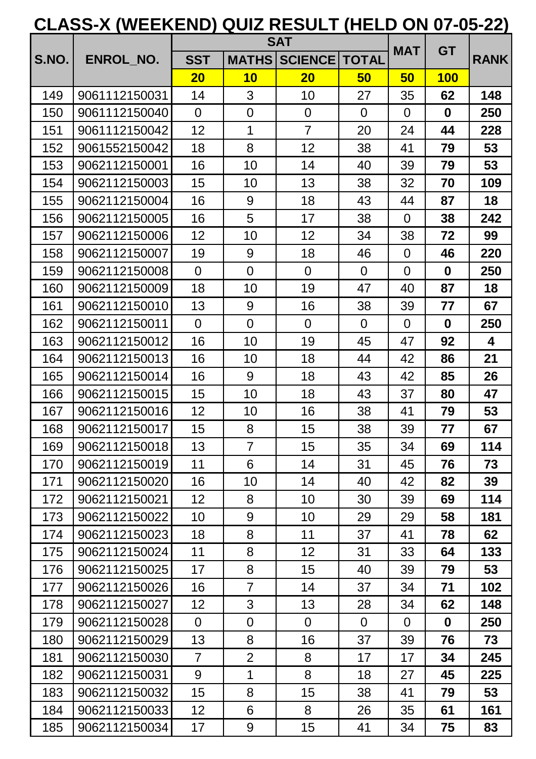# CLASS-X (WEEKEND) QUIZ RESULT (HELD ON 07-05-22)

| S.NO. | ENROL_NO. | SAT | | | | MAT | GT | RANK |
|---|---|---|---|---|---|---|---|---|
| | | SST | MATHS | SCIENCE | TOTAL | | | |
| | | 20 | 10 | 20 | 50 | 50 | 100 | |
| 149 | 9061112150031 | 14 | 3 | 10 | 27 | 35 | **62** | **148** |
| 150 | 9061112150040 | 0 | 0 | 0 | 0 | 0 | **0** | **250** |
| 151 | 9061112150042 | 12 | 1 | 7 | 20 | 24 | **44** | **228** |
| 152 | 9061552150042 | 18 | 8 | 12 | 38 | 41 | **79** | **53** |
| 153 | 9062112150001 | 16 | 10 | 14 | 40 | 39 | **79** | **53** |
| 154 | 9062112150003 | 15 | 10 | 13 | 38 | 32 | **70** | **109** |
| 155 | 9062112150004 | 16 | 9 | 18 | 43 | 44 | **87** | **18** |
| 156 | 9062112150005 | 16 | 5 | 17 | 38 | 0 | **38** | **242** |
| 157 | 9062112150006 | 12 | 10 | 12 | 34 | 38 | **72** | **99** |
| 158 | 9062112150007 | 19 | 9 | 18 | 46 | 0 | **46** | **220** |
| 159 | 9062112150008 | 0 | 0 | 0 | 0 | 0 | **0** | **250** |
| 160 | 9062112150009 | 18 | 10 | 19 | 47 | 40 | **87** | **18** |
| 161 | 9062112150010 | 13 | 9 | 16 | 38 | 39 | **77** | **67** |
| 162 | 9062112150011 | 0 | 0 | 0 | 0 | 0 | **0** | **250** |
| 163 | 9062112150012 | 16 | 10 | 19 | 45 | 47 | **92** | **4** |
| 164 | 9062112150013 | 16 | 10 | 18 | 44 | 42 | **86** | **21** |
| 165 | 9062112150014 | 16 | 9 | 18 | 43 | 42 | **85** | **26** |
| 166 | 9062112150015 | 15 | 10 | 18 | 43 | 37 | **80** | **47** |
| 167 | 9062112150016 | 12 | 10 | 16 | 38 | 41 | **79** | **53** |
| 168 | 9062112150017 | 15 | 8 | 15 | 38 | 39 | **77** | **67** |
| 169 | 9062112150018 | 13 | 7 | 15 | 35 | 34 | **69** | **114** |
| 170 | 9062112150019 | 11 | 6 | 14 | 31 | 45 | **76** | **73** |
| 171 | 9062112150020 | 16 | 10 | 14 | 40 | 42 | **82** | **39** |
| 172 | 9062112150021 | 12 | 8 | 10 | 30 | 39 | **69** | **114** |
| 173 | 9062112150022 | 10 | 9 | 10 | 29 | 29 | **58** | **181** |
| 174 | 9062112150023 | 18 | 8 | 11 | 37 | 41 | **78** | **62** |
| 175 | 9062112150024 | 11 | 8 | 12 | 31 | 33 | **64** | **133** |
| 176 | 9062112150025 | 17 | 8 | 15 | 40 | 39 | **79** | **53** |
| 177 | 9062112150026 | 16 | 7 | 14 | 37 | 34 | **71** | **102** |
| 178 | 9062112150027 | 12 | 3 | 13 | 28 | 34 | **62** | **148** |
| 179 | 9062112150028 | 0 | 0 | 0 | 0 | 0 | **0** | **250** |
| 180 | 9062112150029 | 13 | 8 | 16 | 37 | 39 | **76** | **73** |
| 181 | 9062112150030 | 7 | 2 | 8 | 17 | 17 | **34** | **245** |
| 182 | 9062112150031 | 9 | 1 | 8 | 18 | 27 | **45** | **225** |
| 183 | 9062112150032 | 15 | 8 | 15 | 38 | 41 | **79** | **53** |
| 184 | 9062112150033 | 12 | 6 | 8 | 26 | 35 | **61** | **161** |
| 185 | 9062112150034 | 17 | 9 | 15 | 41 | 34 | **75** | **83** |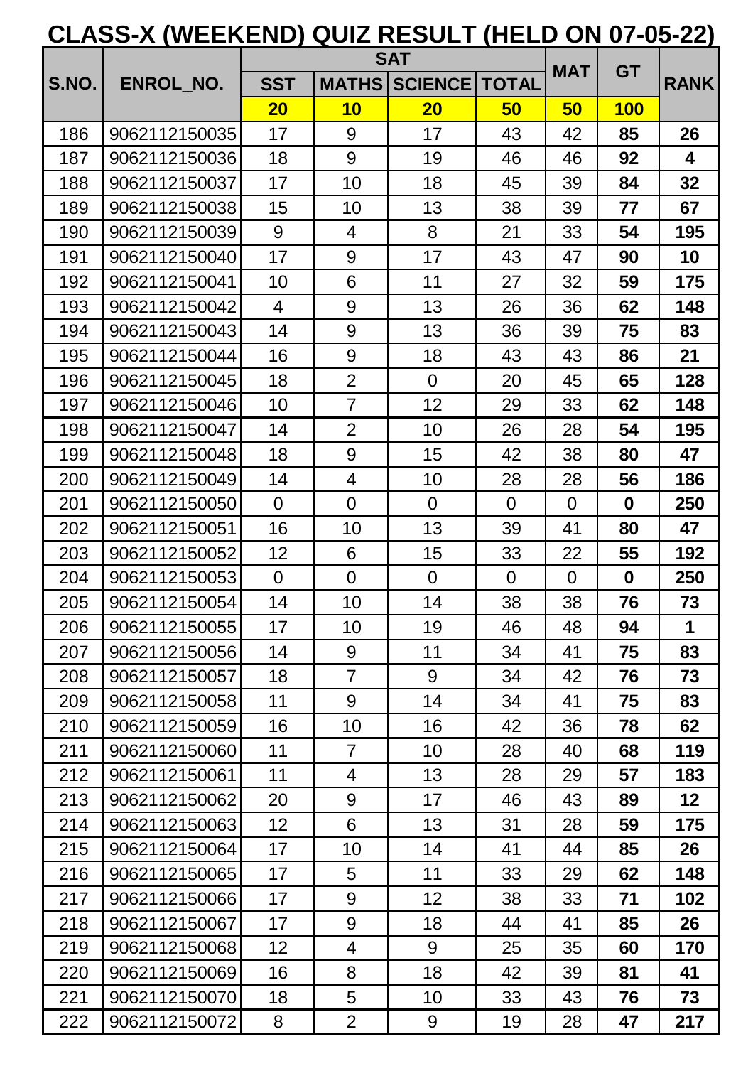# CLASS-X (WEEKEND) QUIZ RESULT (HELD ON 07-05-22)

| S.NO. | ENROL_NO. | SAT | | | | MAT | GT | RANK |
|---|---|---|---|---|---|---|---|---|
| | | SST | MATHS | SCIENCE | TOTAL | | | |
| | | 20 | 10 | 20 | 50 | 50 | 100 | |
| 186 | 9062112150035 | 17 | 9 | 17 | 43 | 42 | **85** | **26** |
| 187 | 9062112150036 | 18 | 9 | 19 | 46 | 46 | **92** | **4** |
| 188 | 9062112150037 | 17 | 10 | 18 | 45 | 39 | **84** | **32** |
| 189 | 9062112150038 | 15 | 10 | 13 | 38 | 39 | **77** | **67** |
| 190 | 9062112150039 | 9 | 4 | 8 | 21 | 33 | **54** | **195** |
| 191 | 9062112150040 | 17 | 9 | 17 | 43 | 47 | **90** | **10** |
| 192 | 9062112150041 | 10 | 6 | 11 | 27 | 32 | **59** | **175** |
| 193 | 9062112150042 | 4 | 9 | 13 | 26 | 36 | **62** | **148** |
| 194 | 9062112150043 | 14 | 9 | 13 | 36 | 39 | **75** | **83** |
| 195 | 9062112150044 | 16 | 9 | 18 | 43 | 43 | **86** | **21** |
| 196 | 9062112150045 | 18 | 2 | 0 | 20 | 45 | **65** | **128** |
| 197 | 9062112150046 | 10 | 7 | 12 | 29 | 33 | **62** | **148** |
| 198 | 9062112150047 | 14 | 2 | 10 | 26 | 28 | **54** | **195** |
| 199 | 9062112150048 | 18 | 9 | 15 | 42 | 38 | **80** | **47** |
| 200 | 9062112150049 | 14 | 4 | 10 | 28 | 28 | **56** | **186** |
| 201 | 9062112150050 | 0 | 0 | 0 | 0 | 0 | **0** | **250** |
| 202 | 9062112150051 | 16 | 10 | 13 | 39 | 41 | **80** | **47** |
| 203 | 9062112150052 | 12 | 6 | 15 | 33 | 22 | **55** | **192** |
| 204 | 9062112150053 | 0 | 0 | 0 | 0 | 0 | **0** | **250** |
| 205 | 9062112150054 | 14 | 10 | 14 | 38 | 38 | **76** | **73** |
| 206 | 9062112150055 | 17 | 10 | 19 | 46 | 48 | **94** | **1** |
| 207 | 9062112150056 | 14 | 9 | 11 | 34 | 41 | **75** | **83** |
| 208 | 9062112150057 | 18 | 7 | 9 | 34 | 42 | **76** | **73** |
| 209 | 9062112150058 | 11 | 9 | 14 | 34 | 41 | **75** | **83** |
| 210 | 9062112150059 | 16 | 10 | 16 | 42 | 36 | **78** | **62** |
| 211 | 9062112150060 | 11 | 7 | 10 | 28 | 40 | **68** | **119** |
| 212 | 9062112150061 | 11 | 4 | 13 | 28 | 29 | **57** | **183** |
| 213 | 9062112150062 | 20 | 9 | 17 | 46 | 43 | **89** | **12** |
| 214 | 9062112150063 | 12 | 6 | 13 | 31 | 28 | **59** | **175** |
| 215 | 9062112150064 | 17 | 10 | 14 | 41 | 44 | **85** | **26** |
| 216 | 9062112150065 | 17 | 5 | 11 | 33 | 29 | **62** | **148** |
| 217 | 9062112150066 | 17 | 9 | 12 | 38 | 33 | **71** | **102** |
| 218 | 9062112150067 | 17 | 9 | 18 | 44 | 41 | **85** | **26** |
| 219 | 9062112150068 | 12 | 4 | 9 | 25 | 35 | **60** | **170** |
| 220 | 9062112150069 | 16 | 8 | 18 | 42 | 39 | **81** | **41** |
| 221 | 9062112150070 | 18 | 5 | 10 | 33 | 43 | **76** | **73** |
| 222 | 9062112150072 | 8 | 2 | 9 | 19 | 28 | **47** | **217** |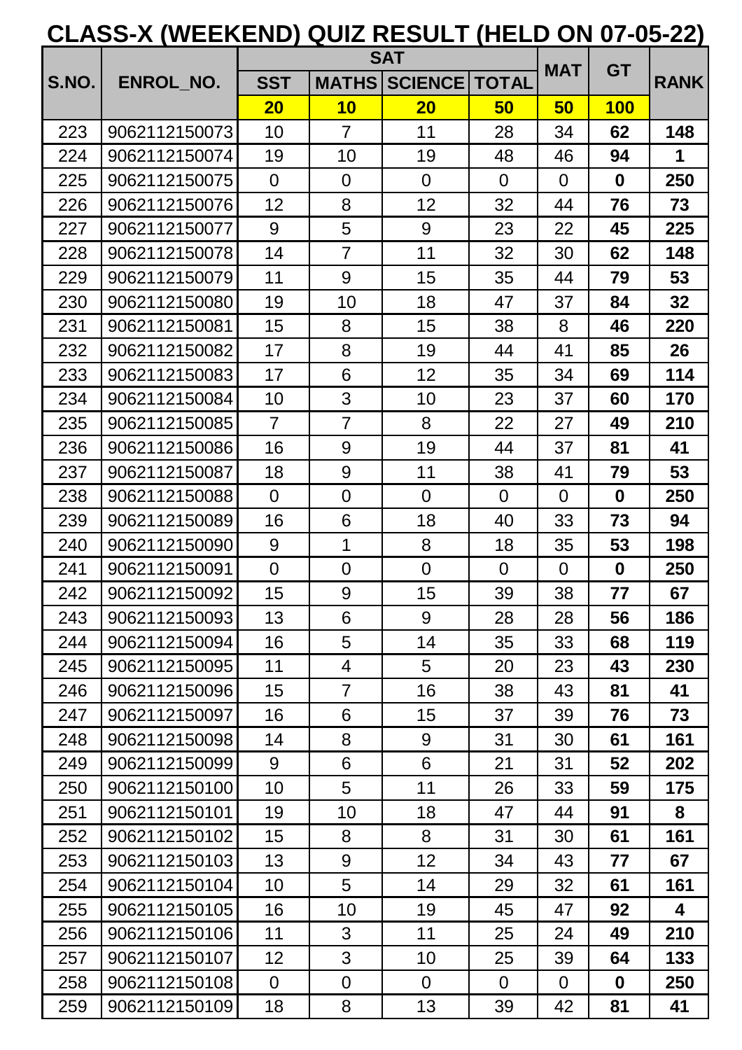# CLASS-X (WEEKEND) QUIZ RESULT (HELD ON 07-05-22)

| S.NO. | ENROL_NO. | SAT | | | | MAT | GT | RANK |
|---|---|---|---|---|---|---|---|---|
| | | SST | MATHS | SCIENCE | TOTAL | | | |
| | | 20 | 10 | 20 | 50 | 50 | 100 | |
| 223 | 9062112150073 | 10 | 7 | 11 | 28 | 34 | **62** | **148** |
| 224 | 9062112150074 | 19 | 10 | 19 | 48 | 46 | **94** | **1** |
| 225 | 9062112150075 | 0 | 0 | 0 | 0 | 0 | **0** | **250** |
| 226 | 9062112150076 | 12 | 8 | 12 | 32 | 44 | **76** | **73** |
| 227 | 9062112150077 | 9 | 5 | 9 | 23 | 22 | **45** | **225** |
| 228 | 9062112150078 | 14 | 7 | 11 | 32 | 30 | **62** | **148** |
| 229 | 9062112150079 | 11 | 9 | 15 | 35 | 44 | **79** | **53** |
| 230 | 9062112150080 | 19 | 10 | 18 | 47 | 37 | **84** | **32** |
| 231 | 9062112150081 | 15 | 8 | 15 | 38 | 8 | **46** | **220** |
| 232 | 9062112150082 | 17 | 8 | 19 | 44 | 41 | **85** | **26** |
| 233 | 9062112150083 | 17 | 6 | 12 | 35 | 34 | **69** | **114** |
| 234 | 9062112150084 | 10 | 3 | 10 | 23 | 37 | **60** | **170** |
| 235 | 9062112150085 | 7 | 7 | 8 | 22 | 27 | **49** | **210** |
| 236 | 9062112150086 | 16 | 9 | 19 | 44 | 37 | **81** | **41** |
| 237 | 9062112150087 | 18 | 9 | 11 | 38 | 41 | **79** | **53** |
| 238 | 9062112150088 | 0 | 0 | 0 | 0 | 0 | **0** | **250** |
| 239 | 9062112150089 | 16 | 6 | 18 | 40 | 33 | **73** | **94** |
| 240 | 9062112150090 | 9 | 1 | 8 | 18 | 35 | **53** | **198** |
| 241 | 9062112150091 | 0 | 0 | 0 | 0 | 0 | **0** | **250** |
| 242 | 9062112150092 | 15 | 9 | 15 | 39 | 38 | **77** | **67** |
| 243 | 9062112150093 | 13 | 6 | 9 | 28 | 28 | **56** | **186** |
| 244 | 9062112150094 | 16 | 5 | 14 | 35 | 33 | **68** | **119** |
| 245 | 9062112150095 | 11 | 4 | 5 | 20 | 23 | **43** | **230** |
| 246 | 9062112150096 | 15 | 7 | 16 | 38 | 43 | **81** | **41** |
| 247 | 9062112150097 | 16 | 6 | 15 | 37 | 39 | **76** | **73** |
| 248 | 9062112150098 | 14 | 8 | 9 | 31 | 30 | **61** | **161** |
| 249 | 9062112150099 | 9 | 6 | 6 | 21 | 31 | **52** | **202** |
| 250 | 9062112150100 | 10 | 5 | 11 | 26 | 33 | **59** | **175** |
| 251 | 9062112150101 | 19 | 10 | 18 | 47 | 44 | **91** | **8** |
| 252 | 9062112150102 | 15 | 8 | 8 | 31 | 30 | **61** | **161** |
| 253 | 9062112150103 | 13 | 9 | 12 | 34 | 43 | **77** | **67** |
| 254 | 9062112150104 | 10 | 5 | 14 | 29 | 32 | **61** | **161** |
| 255 | 9062112150105 | 16 | 10 | 19 | 45 | 47 | **92** | **4** |
| 256 | 9062112150106 | 11 | 3 | 11 | 25 | 24 | **49** | **210** |
| 257 | 9062112150107 | 12 | 3 | 10 | 25 | 39 | **64** | **133** |
| 258 | 9062112150108 | 0 | 0 | 0 | 0 | 0 | **0** | **250** |
| 259 | 9062112150109 | 18 | 8 | 13 | 39 | 42 | **81** | **41** |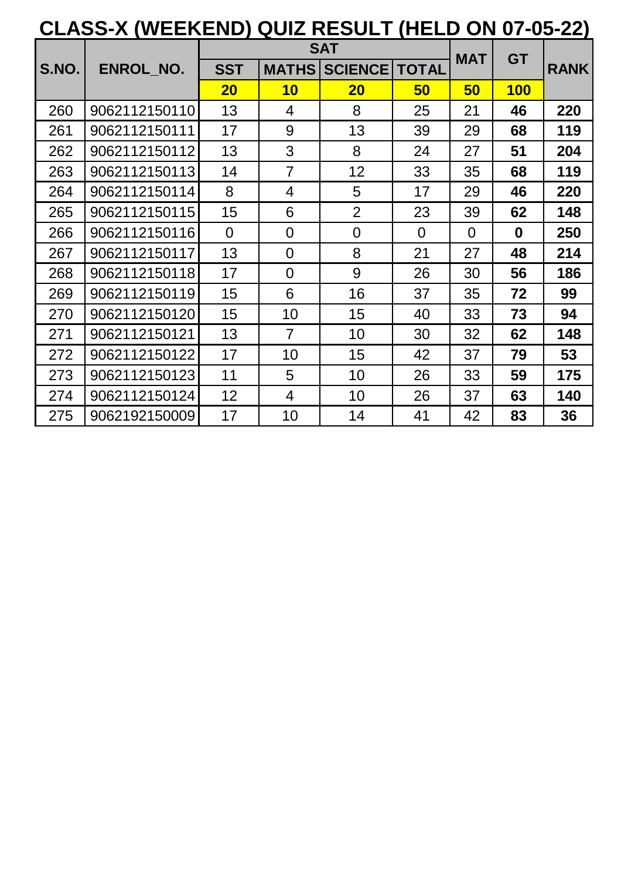# CLASS-X (WEEKEND) QUIZ RESULT (HELD ON 07-05-22)

| S.NO. | ENROL_NO. | SAT | | | | MAT | GT | RANK |
|---|---|---|---|---|---|---|---|---|
| | | SST | MATHS | SCIENCE | TOTAL | | | |
| | | 20 | 10 | 20 | 50 | 50 | 100 | |
| 260 | 9062112150110 | 13 | 4 | 8 | 25 | 21 | **46** | **220** |
| 261 | 9062112150111 | 17 | 9 | 13 | 39 | 29 | **68** | **119** |
| 262 | 9062112150112 | 13 | 3 | 8 | 24 | 27 | **51** | **204** |
| 263 | 9062112150113 | 14 | 7 | 12 | 33 | 35 | **68** | **119** |
| 264 | 9062112150114 | 8 | 4 | 5 | 17 | 29 | **46** | **220** |
| 265 | 9062112150115 | 15 | 6 | 2 | 23 | 39 | **62** | **148** |
| 266 | 9062112150116 | 0 | 0 | 0 | 0 | 0 | **0** | **250** |
| 267 | 9062112150117 | 13 | 0 | 8 | 21 | 27 | **48** | **214** |
| 268 | 9062112150118 | 17 | 0 | 9 | 26 | 30 | **56** | **186** |
| 269 | 9062112150119 | 15 | 6 | 16 | 37 | 35 | **72** | **99** |
| 270 | 9062112150120 | 15 | 10 | 15 | 40 | 33 | **73** | **94** |
| 271 | 9062112150121 | 13 | 7 | 10 | 30 | 32 | **62** | **148** |
| 272 | 9062112150122 | 17 | 10 | 15 | 42 | 37 | **79** | **53** |
| 273 | 9062112150123 | 11 | 5 | 10 | 26 | 33 | **59** | **175** |
| 274 | 9062112150124 | 12 | 4 | 10 | 26 | 37 | **63** | **140** |
| 275 | 9062192150009 | 17 | 10 | 14 | 41 | 42 | **83** | **36** |